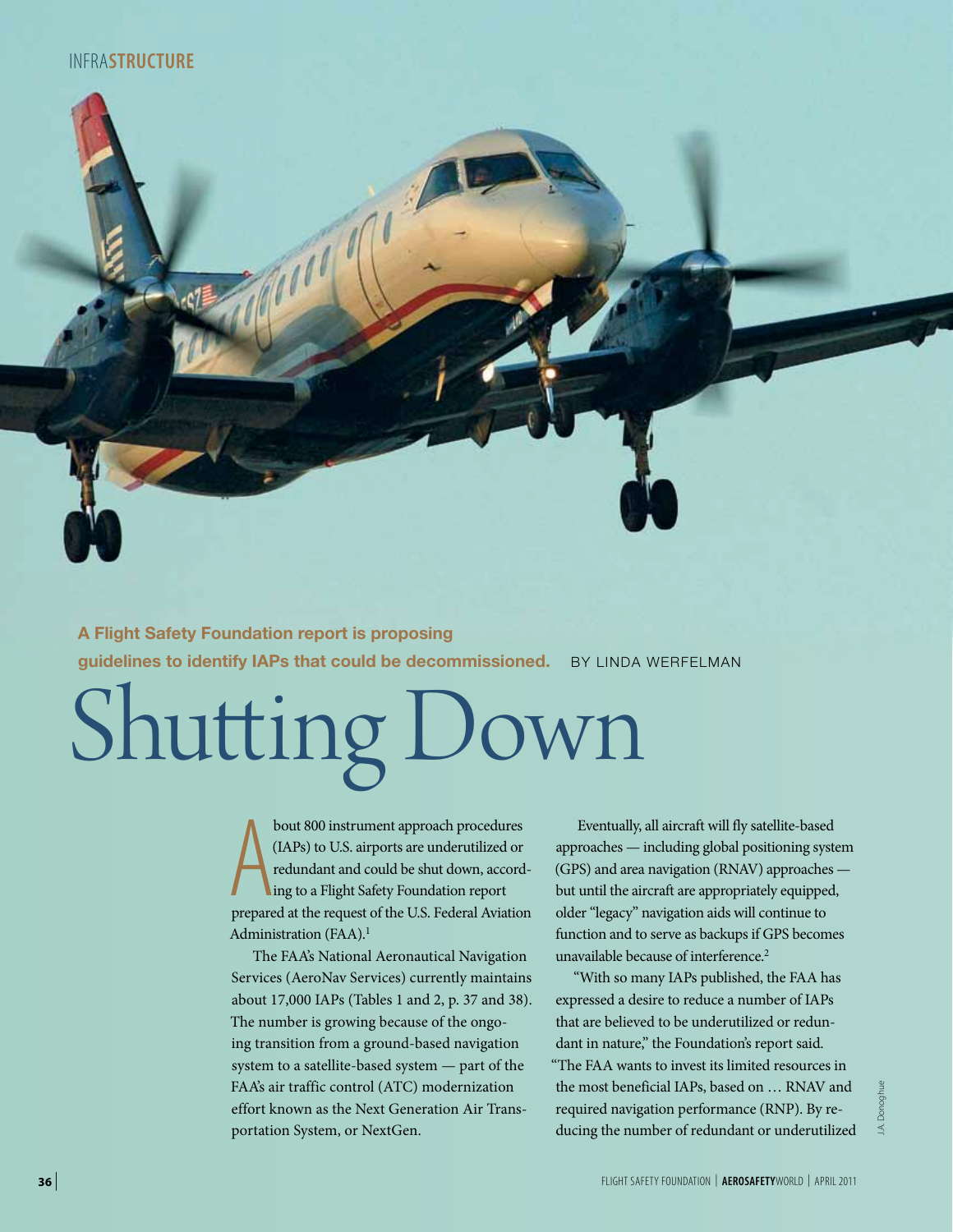A Flight Safety Foundation report is proposing guidelines to identify IAPs that could be decommissioned.

BY LINDA WERFELMAN

# Shutting Down

About 800 instrument approach procedures (IAPs) to U.S. airports are underutilized or redundant and could be shut down, according to a Flight Safety Foundation report prepared at the request of the U.S. Federal Aviation Administration (FAA).[1]

The FAA's National Aeronautical Navigation Services (AeroNav Services) currently maintains about 17,000 IAPs (Tables 1 and 2, p. 37 and 38). The number is growing because of the ongoing transition from a ground-based navigation system to a satellite-based system — part of the FAA's air traffic control (ATC) modernization effort known as the Next Generation Air Transportation System, or NextGen.

Eventually, all aircraft will fly satellite-based approaches — including global positioning system (GPS) and area navigation (RNAV) approaches — but until the aircraft are appropriately equipped, older "legacy" navigation aids will continue to function and to serve as backups if GPS becomes unavailable because of interference.[2]

"With so many IAPs published, the FAA has expressed a desire to reduce a number of IAPs that are believed to be underutilized or redundant in nature," the Foundation's report said. "The FAA wants to invest its limited resources in the most beneficial IAPs, based on … RNAV and required navigation performance (RNP). By reducing the number of redundant or underutilized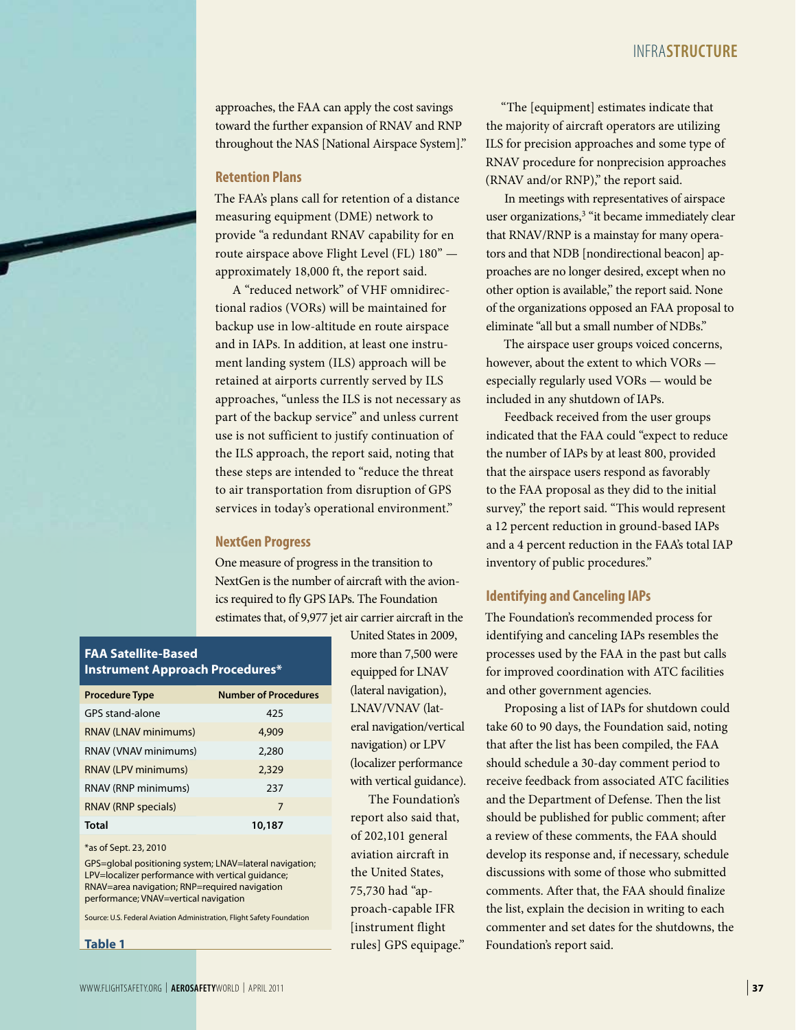approaches, the FAA can apply the cost savings toward the further expansion of RNAV and RNP throughout the NAS [National Airspace System]."

## Retention Plans

The FAA's plans call for retention of a distance measuring equipment (DME) network to provide "a redundant RNAV capability for en route airspace above Flight Level (FL) 180" — approximately 18,000 ft, the report said.

A "reduced network" of VHF omnidirectional radios (VORs) will be maintained for backup use in low-altitude en route airspace and in IAPs. In addition, at least one instrument landing system (ILS) approach will be retained at airports currently served by ILS approaches, "unless the ILS is not necessary as part of the backup service" and unless current use is not sufficient to justify continuation of the ILS approach, the report said, noting that these steps are intended to "reduce the threat to air transportation from disruption of GPS services in today's operational environment."

## NextGen Progress

One measure of progress in the transition to NextGen is the number of aircraft with the avionics required to fly GPS IAPs. The Foundation estimates that, of 9,977 jet air carrier aircraft in the United States in 2009, more than 7,500 were equipped for LNAV (lateral navigation), LNAV/VNAV (lateral navigation/vertical navigation) or LPV (localizer performance with vertical guidance).

The Foundation's report also said that, of 202,101 general aviation aircraft in the United States, 75,730 had "approach-capable IFR [instrument flight rules] GPS equipage."

**FAA Satellite-Based Instrument Approach Procedures***

| Procedure Type | Number of Procedures |
|---|---|
| GPS stand-alone | 425 |
| RNAV (LNAV minimums) | 4,909 |
| RNAV (VNAV minimums) | 2,280 |
| RNAV (LPV minimums) | 2,329 |
| RNAV (RNP minimums) | 237 |
| RNAV (RNP specials) | 7 |
| **Total** | **10,187** |

*as of Sept. 23, 2010

GPS=global positioning system; LNAV=lateral navigation; LPV=localizer performance with vertical guidance; RNAV=area navigation; RNP=required navigation performance; VNAV=vertical navigation

Source: U.S. Federal Aviation Administration, Flight Safety Foundation

**Table 1**

"The [equipment] estimates indicate that the majority of aircraft operators are utilizing ILS for precision approaches and some type of RNAV procedure for nonprecision approaches (RNAV and/or RNP)," the report said.

In meetings with representatives of airspace user organizations,[3] "it became immediately clear that RNAV/RNP is a mainstay for many operators and that NDB [nondirectional beacon] approaches are no longer desired, except when no other option is available," the report said. None of the organizations opposed an FAA proposal to eliminate "all but a small number of NDBs."

The airspace user groups voiced concerns, however, about the extent to which VORs — especially regularly used VORs — would be included in any shutdown of IAPs.

Feedback received from the user groups indicated that the FAA could "expect to reduce the number of IAPs by at least 800, provided that the airspace users respond as favorably to the FAA proposal as they did to the initial survey," the report said. "This would represent a 12 percent reduction in ground-based IAPs and a 4 percent reduction in the FAA's total IAP inventory of public procedures."

## Identifying and Canceling IAPs

The Foundation's recommended process for identifying and canceling IAPs resembles the processes used by the FAA in the past but calls for improved coordination with ATC facilities and other government agencies.

Proposing a list of IAPs for shutdown could take 60 to 90 days, the Foundation said, noting that after the list has been compiled, the FAA should schedule a 30-day comment period to receive feedback from associated ATC facilities and the Department of Defense. Then the list should be published for public comment; after a review of these comments, the FAA should develop its response and, if necessary, schedule discussions with some of those who submitted comments. After that, the FAA should finalize the list, explain the decision in writing to each commenter and set dates for the shutdowns, the Foundation's report said.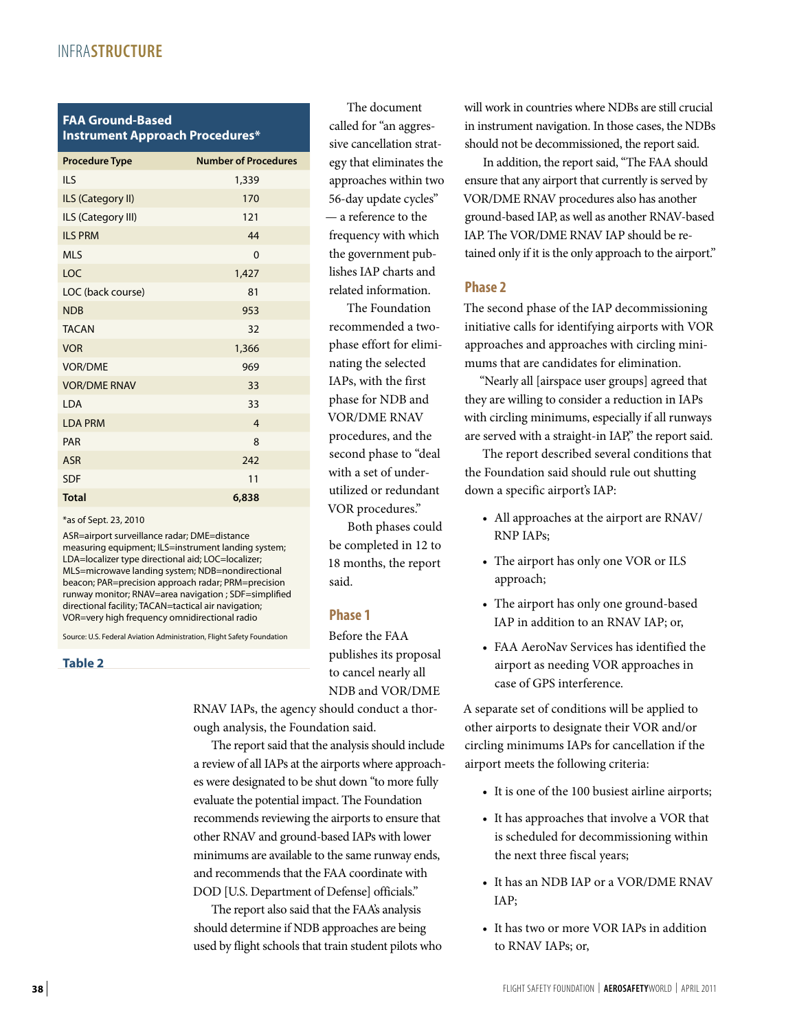**FAA Ground-Based Instrument Approach Procedures***

| Procedure Type | Number of Procedures |
|---|---|
| ILS | 1,339 |
| ILS (Category II) | 170 |
| ILS (Category III) | 121 |
| ILS PRM | 44 |
| MLS | 0 |
| LOC | 1,427 |
| LOC (back course) | 81 |
| NDB | 953 |
| TACAN | 32 |
| VOR | 1,366 |
| VOR/DME | 969 |
| VOR/DME RNAV | 33 |
| LDA | 33 |
| LDA PRM | 4 |
| PAR | 8 |
| ASR | 242 |
| SDF | 11 |
| **Total** | **6,838** |

*as of Sept. 23, 2010

ASR=airport surveillance radar; DME=distance measuring equipment; ILS=instrument landing system; LDA=localizer type directional aid; LOC=localizer; MLS=microwave landing system; NDB=nondirectional beacon; PAR=precision approach radar; PRM=precision runway monitor; RNAV=area navigation ; SDF=simplified directional facility; TACAN=tactical air navigation; VOR=very high frequency omnidirectional radio

Source: U.S. Federal Aviation Administration, Flight Safety Foundation

**Table 2**

The document called for "an aggressive cancellation strategy that eliminates the approaches within two 56-day update cycles" — a reference to the frequency with which the government publishes IAP charts and related information.

The Foundation recommended a two-phase effort for eliminating the selected IAPs, with the first phase for NDB and VOR/DME RNAV procedures, and the second phase to "deal with a set of under-utilized or redundant VOR procedures."

Both phases could be completed in 12 to 18 months, the report said.

## Phase 1

Before the FAA publishes its proposal to cancel nearly all NDB and VOR/DME RNAV IAPs, the agency should conduct a thorough analysis, the Foundation said.

The report said that the analysis should include a review of all IAPs at the airports where approaches were designated to be shut down "to more fully evaluate the potential impact. The Foundation recommends reviewing the airports to ensure that other RNAV and ground-based IAPs with lower minimums are available to the same runway ends, and recommends that the FAA coordinate with DOD [U.S. Department of Defense] officials."

The report also said that the FAA's analysis should determine if NDB approaches are being used by flight schools that train student pilots who will work in countries where NDBs are still crucial in instrument navigation. In those cases, the NDBs should not be decommissioned, the report said.

In addition, the report said, "The FAA should ensure that any airport that currently is served by VOR/DME RNAV procedures also has another ground-based IAP, as well as another RNAV-based IAP. The VOR/DME RNAV IAP should be retained only if it is the only approach to the airport."

## Phase 2

The second phase of the IAP decommissioning initiative calls for identifying airports with VOR approaches and approaches with circling minimums that are candidates for elimination.

"Nearly all [airspace user groups] agreed that they are willing to consider a reduction in IAPs with circling minimums, especially if all runways are served with a straight-in IAP," the report said.

The report described several conditions that the Foundation said should rule out shutting down a specific airport's IAP:

- All approaches at the airport are RNAV/RNP IAPs;
- The airport has only one VOR or ILS approach;
- The airport has only one ground-based IAP in addition to an RNAV IAP; or,
- FAA AeroNav Services has identified the airport as needing VOR approaches in case of GPS interference.

A separate set of conditions will be applied to other airports to designate their VOR and/or circling minimums IAPs for cancellation if the airport meets the following criteria:

- It is one of the 100 busiest airline airports;
- It has approaches that involve a VOR that is scheduled for decommissioning within the next three fiscal years;
- It has an NDB IAP or a VOR/DME RNAV IAP;
- It has two or more VOR IAPs in addition to RNAV IAPs; or,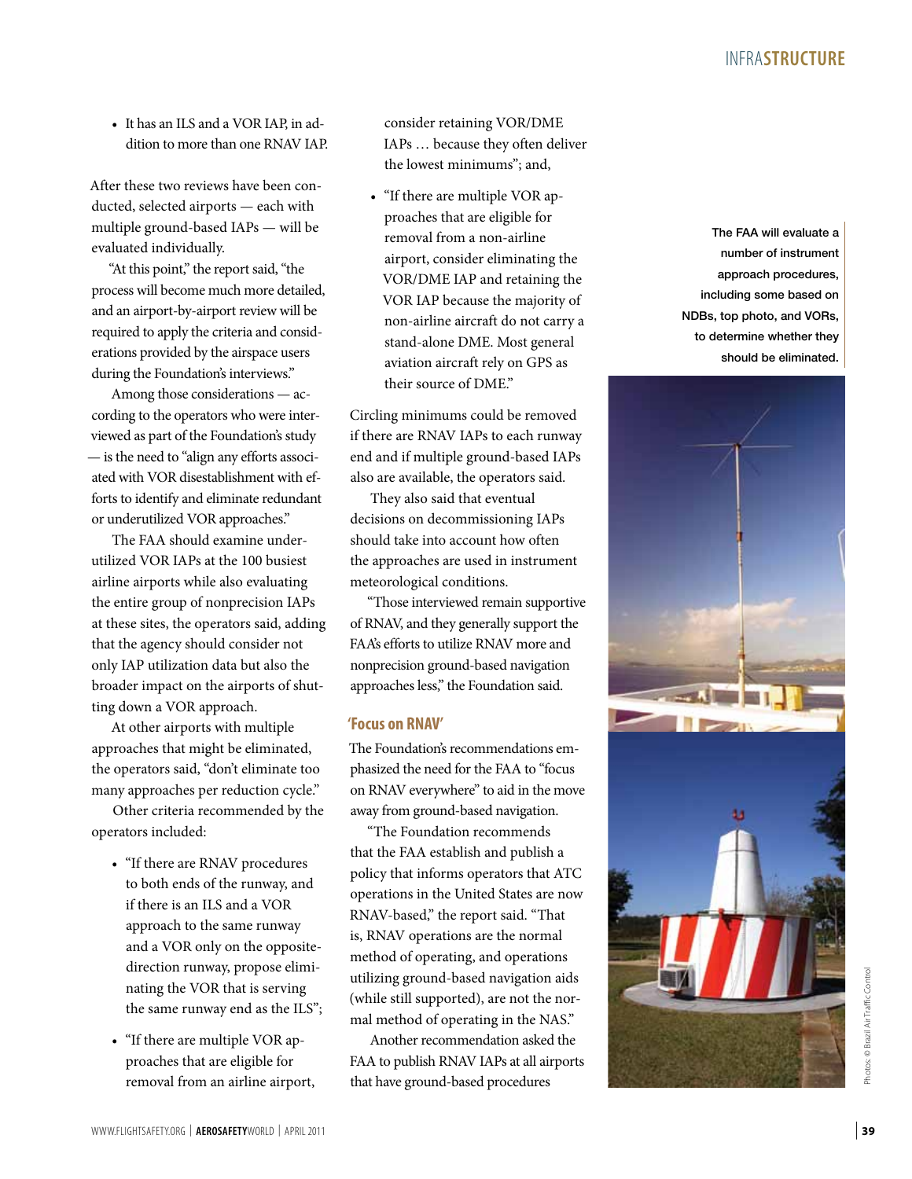- It has an ILS and a VOR IAP, in addition to more than one RNAV IAP.

After these two reviews have been conducted, selected airports — each with multiple ground-based IAPs — will be evaluated individually.

"At this point," the report said, "the process will become much more detailed, and an airport-by-airport review will be required to apply the criteria and considerations provided by the airspace users during the Foundation's interviews."

Among those considerations — according to the operators who were interviewed as part of the Foundation's study — is the need to "align any efforts associated with VOR disestablishment with efforts to identify and eliminate redundant or underutilized VOR approaches."

The FAA should examine underutilized VOR IAPs at the 100 busiest airline airports while also evaluating the entire group of nonprecision IAPs at these sites, the operators said, adding that the agency should consider not only IAP utilization data but also the broader impact on the airports of shutting down a VOR approach.

At other airports with multiple approaches that might be eliminated, the operators said, "don't eliminate too many approaches per reduction cycle."

Other criteria recommended by the operators included:

- "If there are RNAV procedures to both ends of the runway, and if there is an ILS and a VOR approach to the same runway and a VOR only on the opposite-direction runway, propose eliminating the VOR that is serving the same runway end as the ILS";
- "If there are multiple VOR approaches that are eligible for removal from an airline airport, consider retaining VOR/DME IAPs … because they often deliver the lowest minimums"; and,
- "If there are multiple VOR approaches that are eligible for removal from a non-airline airport, consider eliminating the VOR/DME IAP and retaining the VOR IAP because the majority of non-airline aircraft do not carry a stand-alone DME. Most general aviation aircraft rely on GPS as their source of DME."

Circling minimums could be removed if there are RNAV IAPs to each runway end and if multiple ground-based IAPs also are available, the operators said.

They also said that eventual decisions on decommissioning IAPs should take into account how often the approaches are used in instrument meteorological conditions.

"Those interviewed remain supportive of RNAV, and they generally support the FAA's efforts to utilize RNAV more and nonprecision ground-based navigation approaches less," the Foundation said.

## 'Focus on RNAV'

The Foundation's recommendations emphasized the need for the FAA to "focus on RNAV everywhere" to aid in the move away from ground-based navigation.

"The Foundation recommends that the FAA establish and publish a policy that informs operators that ATC operations in the United States are now RNAV-based," the report said. "That is, RNAV operations are the normal method of operating, and operations utilizing ground-based navigation aids (while still supported), are not the normal method of operating in the NAS."

Another recommendation asked the FAA to publish RNAV IAPs at all airports that have ground-based procedures

The FAA will evaluate a number of instrument approach procedures, including some based on NDBs, top photo, and VORs, to determine whether they should be eliminated.

Photos: © Brazil Air Traffic Control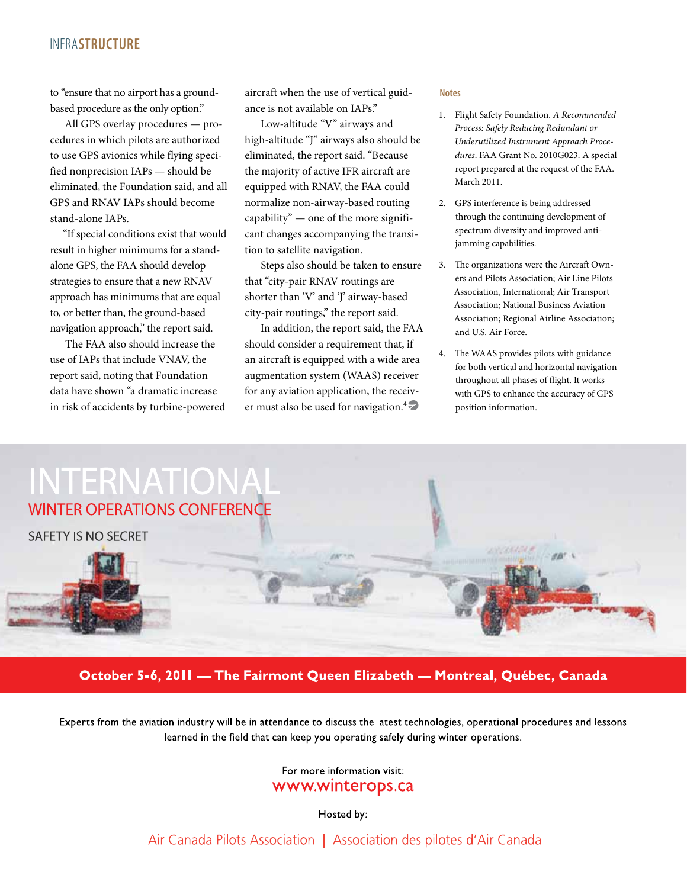to "ensure that no airport has a ground-based procedure as the only option."

All GPS overlay procedures — procedures in which pilots are authorized to use GPS avionics while flying specified nonprecision IAPs — should be eliminated, the Foundation said, and all GPS and RNAV IAPs should become stand-alone IAPs.

"If special conditions exist that would result in higher minimums for a stand-alone GPS, the FAA should develop strategies to ensure that a new RNAV approach has minimums that are equal to, or better than, the ground-based navigation approach," the report said.

The FAA also should increase the use of IAPs that include VNAV, the report said, noting that Foundation data have shown "a dramatic increase in risk of accidents by turbine-powered aircraft when the use of vertical guidance is not available on IAPs."

Low-altitude "V" airways and high-altitude "J" airways also should be eliminated, the report said. "Because the majority of active IFR aircraft are equipped with RNAV, the FAA could normalize non-airway-based routing capability" — one of the more significant changes accompanying the transition to satellite navigation.

Steps also should be taken to ensure that "city-pair RNAV routings are shorter than 'V' and 'J' airway-based city-pair routings," the report said.

In addition, the report said, the FAA should consider a requirement that, if an aircraft is equipped with a wide area augmentation system (WAAS) receiver for any aviation application, the receiver must also be used for navigation.[4]

### Notes

1. Flight Safety Foundation. *A Recommended Process: Safely Reducing Redundant or Underutilized Instrument Approach Procedures.* FAA Grant No. 2010G023. A special report prepared at the request of the FAA. March 2011.
2. GPS interference is being addressed through the continuing development of spectrum diversity and improved anti-jamming capabilities.
3. The organizations were the Aircraft Owners and Pilots Association; Air Line Pilots Association, International; Air Transport Association; National Business Aviation Association; Regional Airline Association; and U.S. Air Force.
4. The WAAS provides pilots with guidance for both vertical and horizontal navigation throughout all phases of flight. It works with GPS to enhance the accuracy of GPS position information.

# INTERNATIONAL WINTER OPERATIONS CONFERENCE

SAFETY IS NO SECRET

**October 5-6, 2011 — The Fairmont Queen Elizabeth — Montreal, Québec, Canada**

Experts from the aviation industry will be in attendance to discuss the latest technologies, operational procedures and lessons learned in the field that can keep you operating safely during winter operations.

For more information visit:
www.winterops.ca

Hosted by:

Air Canada Pilots Association | Association des pilotes d'Air Canada